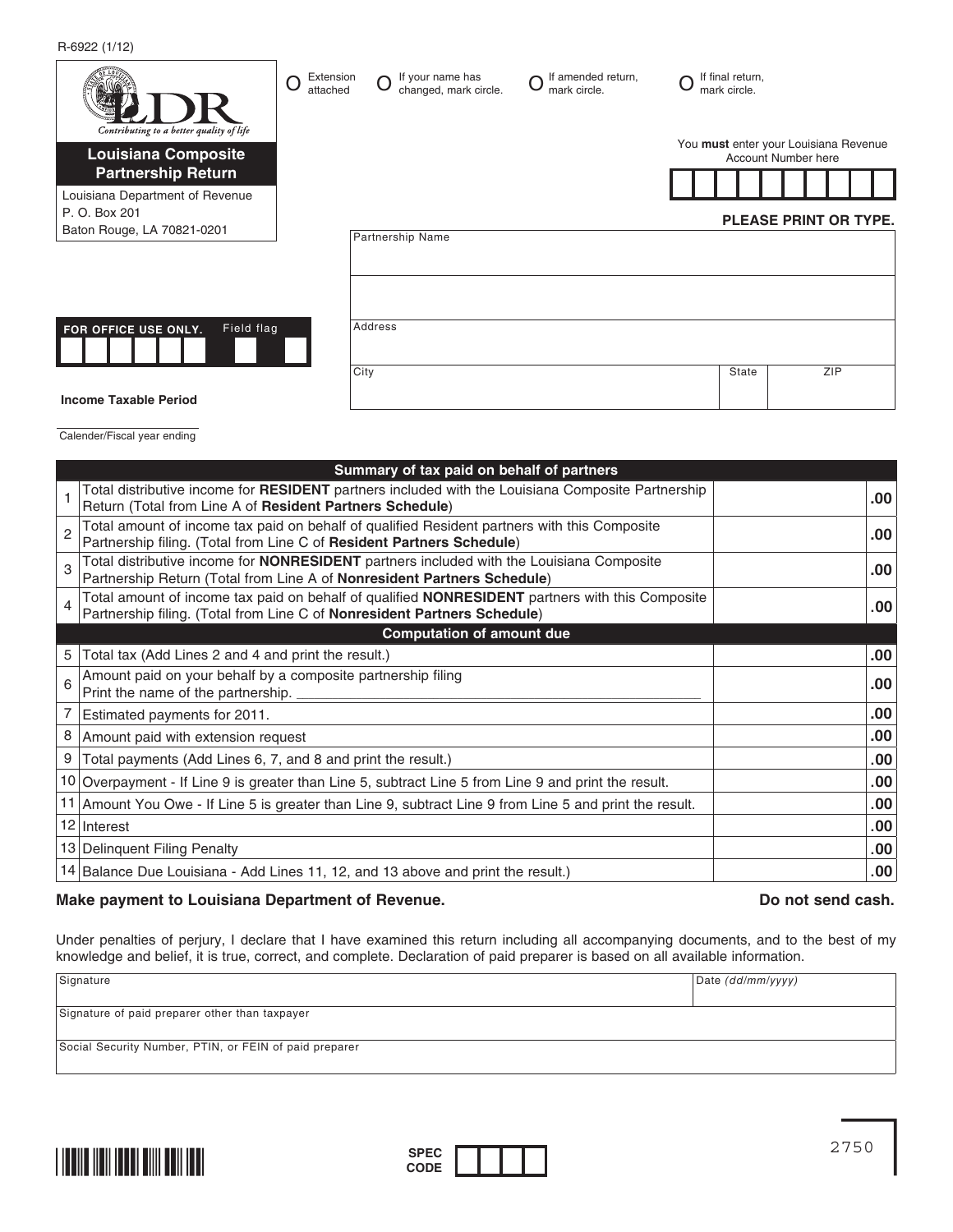R-6922 (1/12)

LDR — Contributing to a better quality of life

# Louisiana Composite Partnership Return

Louisiana Department of Revenue
P. O. Box 201
Baton Rouge, LA 70821-0201

O Extension attached    O If your name has changed, mark circle.    O If amended return, mark circle.    O If final return, mark circle.

You **must** enter your Louisiana Revenue Account Number here

**PLEASE PRINT OR TYPE.**

Partnership Name

Address

City | State | ZIP

FOR OFFICE USE ONLY.    Field flag

**Income Taxable Period**

Calender/Fiscal year ending

| | **Summary of tax paid on behalf of partners** | |
|---|---|---|
| 1 | Total distributive income for **RESIDENT** partners included with the Louisiana Composite Partnership Return (Total from Line A of **Resident Partners Schedule**) | .00 |
| 2 | Total amount of income tax paid on behalf of qualified Resident partners with this Composite Partnership filing. (Total from Line C of **Resident Partners Schedule**) | .00 |
| 3 | Total distributive income for **NONRESIDENT** partners included with the Louisiana Composite Partnership Return (Total from Line A of **Nonresident Partners Schedule**) | .00 |
| 4 | Total amount of income tax paid on behalf of qualified **NONRESIDENT** partners with this Composite Partnership filing. (Total from Line C of **Nonresident Partners Schedule**) | .00 |
| | **Computation of amount due** | |
| 5 | Total tax (Add Lines 2 and 4 and print the result.) | .00 |
| 6 | Amount paid on your behalf by a composite partnership filing<br>Print the name of the partnership. ____________________ | .00 |
| 7 | Estimated payments for 2011. | .00 |
| 8 | Amount paid with extension request | .00 |
| 9 | Total payments (Add Lines 6, 7, and 8 and print the result.) | .00 |
| 10 | Overpayment - If Line 9 is greater than Line 5, subtract Line 5 from Line 9 and print the result. | .00 |
| 11 | Amount You Owe - If Line 5 is greater than Line 9, subtract Line 9 from Line 5 and print the result. | .00 |
| 12 | Interest | .00 |
| 13 | Delinquent Filing Penalty | .00 |
| 14 | Balance Due Louisiana - Add Lines 11, 12, and 13 above and print the result.) | .00 |

**Make payment to Louisiana Department of Revenue.** **Do not send cash.**

Under penalties of perjury, I declare that I have examined this return including all accompanying documents, and to the best of my knowledge and belief, it is true, correct, and complete. Declaration of paid preparer is based on all available information.

| Signature | Date *(dd/mm/yyyy)* |
|---|---|
| Signature of paid preparer other than taxpayer | |
| Social Security Number, PTIN, or FEIN of paid preparer | |

SPEC CODE

2750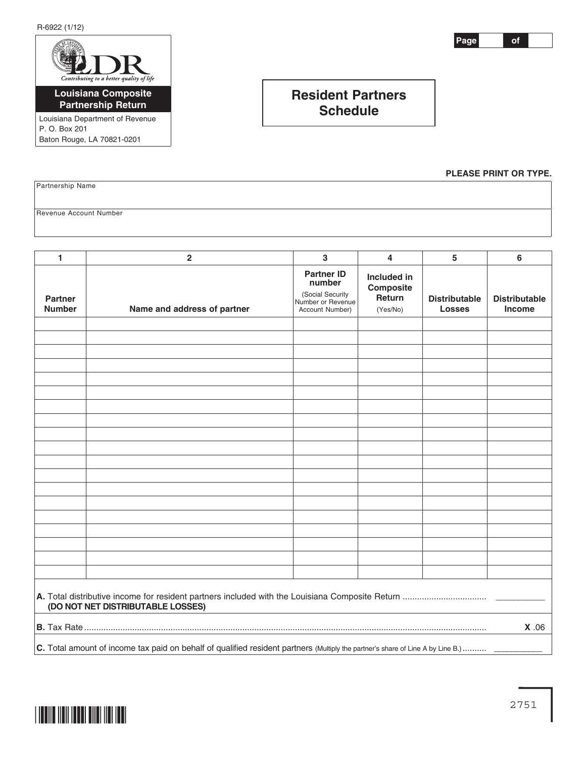R-6922 (1/12)

Page of

**Louisiana Composite Partnership Return**

Louisiana Department of Revenue
P. O. Box 201
Baton Rouge, LA 70821-0201

# Resident Partners Schedule

**PLEASE PRINT OR TYPE.**

Partnership Name

Revenue Account Number

| 1 | 2 | 3 | 4 | 5 | 6 |
|---|---|---|---|---|---|
| **Partner Number** | **Name and address of partner** | **Partner ID number** (Social Security Number or Revenue Account Number) | **Included in Composite Return** (Yes/No) | **Distributable Losses** | **Distributable Income** |
| | | | | | |
| | | | | | |
| | | | | | |
| | | | | | |
| | | | | | |
| | | | | | |
| | | | | | |
| | | | | | |
| | | | | | |
| | | | | | |
| | | | | | |
| | | | | | |
| | | | | | |
| | | | | | |
| | | | | | |
| | | | | | |
| | | | | | |
| | | | | | |
| | | | | | |

**A.** Total distributive income for resident partners included with the Louisiana Composite Return .................................. __________
**(DO NOT NET DISTRIBUTABLE LOSSES)**

**B.** Tax Rate .................................................................................................................................................. **X** .06

**C.** Total amount of income tax paid on behalf of qualified resident partners (Multiply the partner's share of Line A by Line B.) .......... __________

2751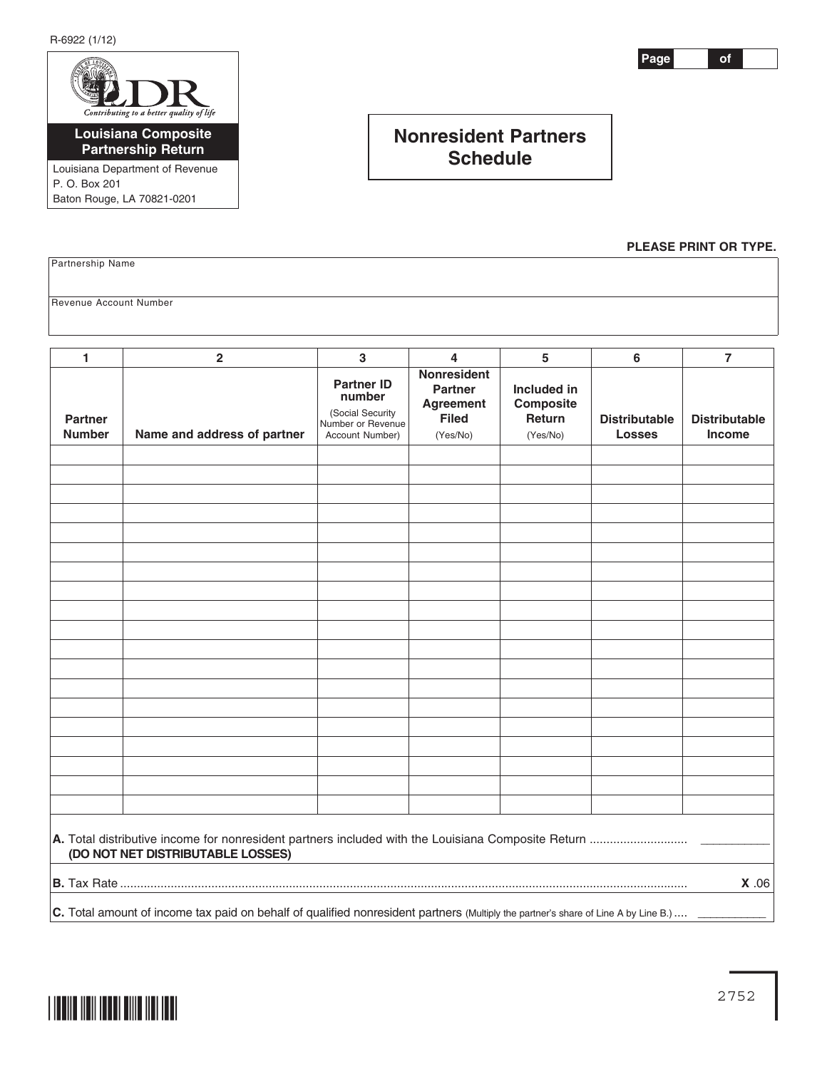R-6922 (1/12)

Page of

# Louisiana Composite Partnership Return

Louisiana Department of Revenue
P. O. Box 201
Baton Rouge, LA 70821-0201

## Nonresident Partners Schedule

**PLEASE PRINT OR TYPE.**

Partnership Name

Revenue Account Number

| 1 | 2 | 3 | 4 | 5 | 6 | 7 |
|---|---|---|---|---|---|---|
| **Partner Number** | **Name and address of partner** | **Partner ID number** (Social Security Number or Revenue Account Number) | **Nonresident Partner Agreement Filed** (Yes/No) | **Included in Composite Return** (Yes/No) | **Distributable Losses** | **Distributable Income** |
| | | | | | | |
| | | | | | | |
| | | | | | | |
| | | | | | | |
| | | | | | | |
| | | | | | | |
| | | | | | | |
| | | | | | | |
| | | | | | | |
| | | | | | | |
| | | | | | | |
| | | | | | | |
| | | | | | | |
| | | | | | | |
| | | | | | | |
| | | | | | | |
| | | | | | | |
| | | | | | | |
| | | | | | | |

**A.** Total distributive income for nonresident partners included with the Louisiana Composite Return ............................ __________
**(DO NOT NET DISTRIBUTABLE LOSSES)**

**B.** Tax Rate ........................................................................................................................................................ **X** .06

**C.** Total amount of income tax paid on behalf of qualified nonresident partners (Multiply the partner's share of Line A by Line B.) .... __________

2752